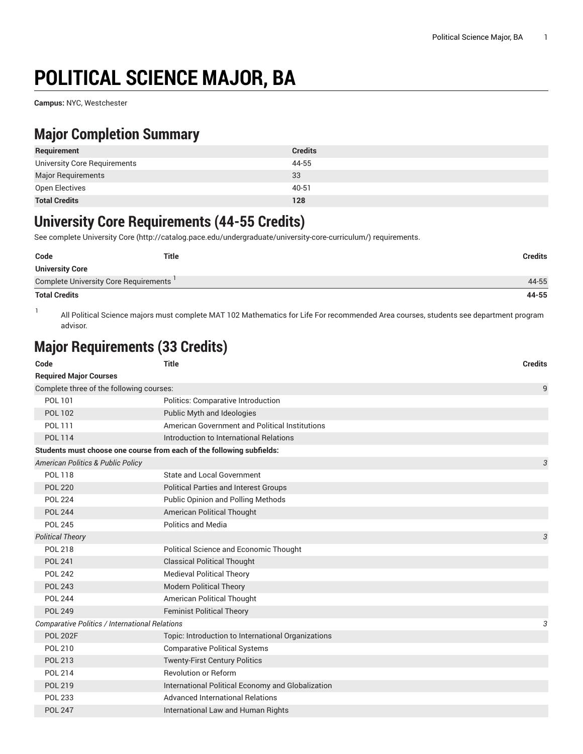# POLITICAL SCIENCE MAJOR, BA

**Campus:** NYC, Westchester

## Major Completion Summary

| Requirement | Credits |
|---|---|
| University Core Requirements | 44-55 |
| Major Requirements | 33 |
| Open Electives | 40-51 |
| **Total Credits** | **128** |

## University Core Requirements (44-55 Credits)

See complete University Core (http://catalog.pace.edu/undergraduate/university-core-curriculum/) requirements.

| Code | Title | Credits |
|---|---|---|
| **University Core** | | |
| Complete University Core Requirements [1] | | 44-55 |
| **Total Credits** | | **44-55** |

1 All Political Science majors must complete MAT 102 Mathematics for Life For recommended Area courses, students see department program advisor.

## Major Requirements (33 Credits)

| Code | Title | Credits |
|---|---|---|
| **Required Major Courses** | | |
| Complete three of the following courses: | | 9 |
| POL 101 | Politics: Comparative Introduction | |
| POL 102 | Public Myth and Ideologies | |
| POL 111 | American Government and Political Institutions | |
| POL 114 | Introduction to International Relations | |
| **Students must choose one course from each of the following subfields:** | | |
| *American Politics & Public Policy* | | *3* |
| POL 118 | State and Local Government | |
| POL 220 | Political Parties and Interest Groups | |
| POL 224 | Public Opinion and Polling Methods | |
| POL 244 | American Political Thought | |
| POL 245 | Politics and Media | |
| *Political Theory* | | *3* |
| POL 218 | Political Science and Economic Thought | |
| POL 241 | Classical Political Thought | |
| POL 242 | Medieval Political Theory | |
| POL 243 | Modern Political Theory | |
| POL 244 | American Political Thought | |
| POL 249 | Feminist Political Theory | |
| *Comparative Politics / International Relations* | | *3* |
| POL 202F | Topic: Introduction to International Organizations | |
| POL 210 | Comparative Political Systems | |
| POL 213 | Twenty-First Century Politics | |
| POL 214 | Revolution or Reform | |
| POL 219 | International Political Economy and Globalization | |
| POL 233 | Advanced International Relations | |
| POL 247 | International Law and Human Rights | |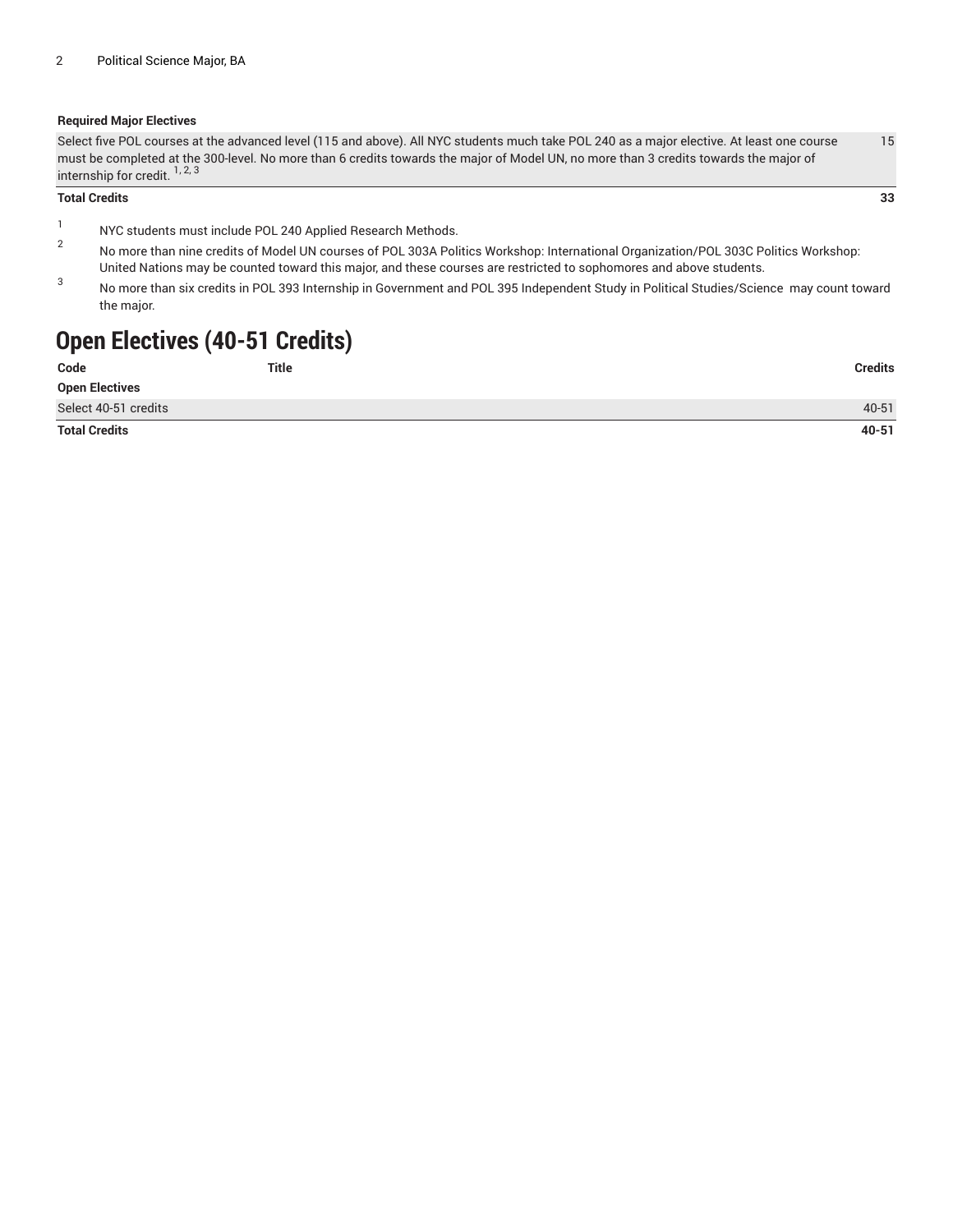| | |
|---|---|
| **Required Major Electives** | |
| Select five POL courses at the advanced level (115 and above). All NYC students much take POL 240 as a major elective. At least one course must be completed at the 300-level. No more than 6 credits towards the major of Model UN, no more than 3 credits towards the major of internship for credit. [1, 2, 3] | 15 |
| **Total Credits** | **33** |

[1] NYC students must include POL 240 Applied Research Methods.

[2] No more than nine credits of Model UN courses of POL 303A Politics Workshop: International Organization/POL 303C Politics Workshop: United Nations may be counted toward this major, and these courses are restricted to sophomores and above students.

[3] No more than six credits in POL 393 Internship in Government and POL 395 Independent Study in Political Studies/Science may count toward the major.

## Open Electives (40-51 Credits)

| Code | Title | Credits |
|---|---|---|
| **Open Electives** | | |
| Select 40-51 credits | | 40-51 |
| **Total Credits** | | **40-51** |